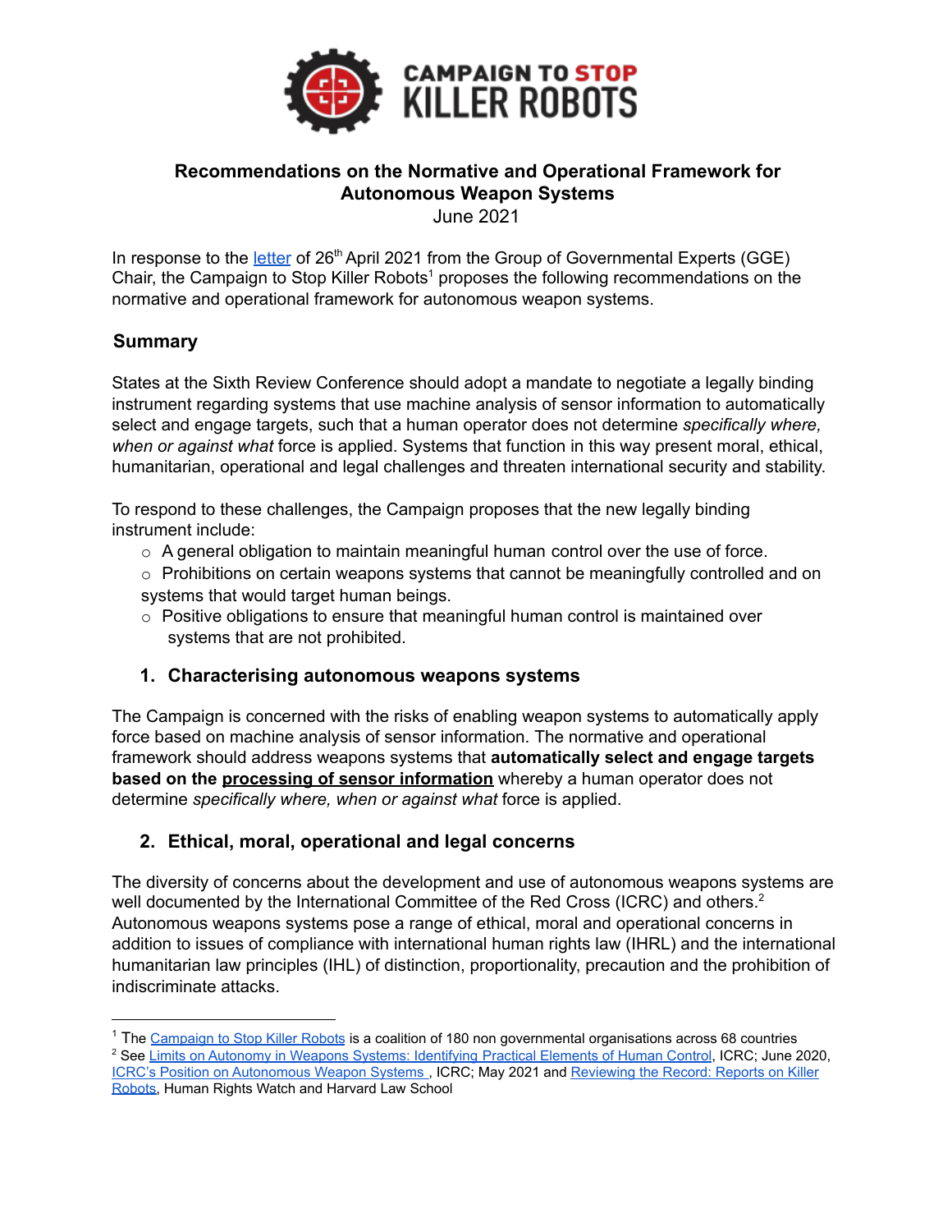# Recommendations on the Normative and Operational Framework for Autonomous Weapon Systems

June 2021

In response to the letter of 26th April 2021 from the Group of Governmental Experts (GGE) Chair, the Campaign to Stop Killer Robots[1] proposes the following recommendations on the normative and operational framework for autonomous weapon systems.

## Summary

States at the Sixth Review Conference should adopt a mandate to negotiate a legally binding instrument regarding systems that use machine analysis of sensor information to automatically select and engage targets, such that a human operator does not determine *specifically where, when or against what* force is applied. Systems that function in this way present moral, ethical, humanitarian, operational and legal challenges and threaten international security and stability.

To respond to these challenges, the Campaign proposes that the new legally binding instrument include:

- A general obligation to maintain meaningful human control over the use of force.
- Prohibitions on certain weapons systems that cannot be meaningfully controlled and on systems that would target human beings.
- Positive obligations to ensure that meaningful human control is maintained over systems that are not prohibited.

## 1. Characterising autonomous weapons systems

The Campaign is concerned with the risks of enabling weapon systems to automatically apply force based on machine analysis of sensor information. The normative and operational framework should address weapons systems that **automatically select and engage targets based on the processing of sensor information** whereby a human operator does not determine *specifically where, when or against what* force is applied.

## 2. Ethical, moral, operational and legal concerns

The diversity of concerns about the development and use of autonomous weapons systems are well documented by the International Committee of the Red Cross (ICRC) and others.[2] Autonomous weapons systems pose a range of ethical, moral and operational concerns in addition to issues of compliance with international human rights law (IHRL) and the international humanitarian law principles (IHL) of distinction, proportionality, precaution and the prohibition of indiscriminate attacks.

---

[1] The Campaign to Stop Killer Robots is a coalition of 180 non governmental organisations across 68 countries

[2] See Limits on Autonomy in Weapons Systems: Identifying Practical Elements of Human Control, ICRC; June 2020, ICRC's Position on Autonomous Weapon Systems , ICRC; May 2021 and Reviewing the Record: Reports on Killer Robots, Human Rights Watch and Harvard Law School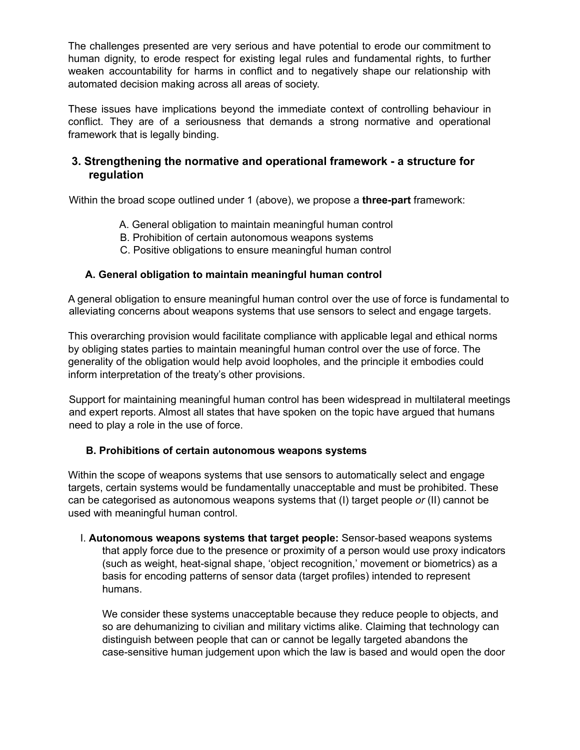The challenges presented are very serious and have potential to erode our commitment to human dignity, to erode respect for existing legal rules and fundamental rights, to further weaken accountability for harms in conflict and to negatively shape our relationship with automated decision making across all areas of society.

These issues have implications beyond the immediate context of controlling behaviour in conflict. They are of a seriousness that demands a strong normative and operational framework that is legally binding.

## 3. Strengthening the normative and operational framework - a structure for regulation

Within the broad scope outlined under 1 (above), we propose a **three-part** framework:

A. General obligation to maintain meaningful human control
B. Prohibition of certain autonomous weapons systems
C. Positive obligations to ensure meaningful human control

### A. General obligation to maintain meaningful human control

A general obligation to ensure meaningful human control over the use of force is fundamental to alleviating concerns about weapons systems that use sensors to select and engage targets.

This overarching provision would facilitate compliance with applicable legal and ethical norms by obliging states parties to maintain meaningful human control over the use of force. The generality of the obligation would help avoid loopholes, and the principle it embodies could inform interpretation of the treaty's other provisions.

Support for maintaining meaningful human control has been widespread in multilateral meetings and expert reports. Almost all states that have spoken on the topic have argued that humans need to play a role in the use of force.

### B. Prohibitions of certain autonomous weapons systems

Within the scope of weapons systems that use sensors to automatically select and engage targets, certain systems would be fundamentally unacceptable and must be prohibited. These can be categorised as autonomous weapons systems that (I) target people *or* (II) cannot be used with meaningful human control.

I. **Autonomous weapons systems that target people:** Sensor-based weapons systems that apply force due to the presence or proximity of a person would use proxy indicators (such as weight, heat-signal shape, 'object recognition,' movement or biometrics) as a basis for encoding patterns of sensor data (target profiles) intended to represent humans.

We consider these systems unacceptable because they reduce people to objects, and so are dehumanizing to civilian and military victims alike. Claiming that technology can distinguish between people that can or cannot be legally targeted abandons the case-sensitive human judgement upon which the law is based and would open the door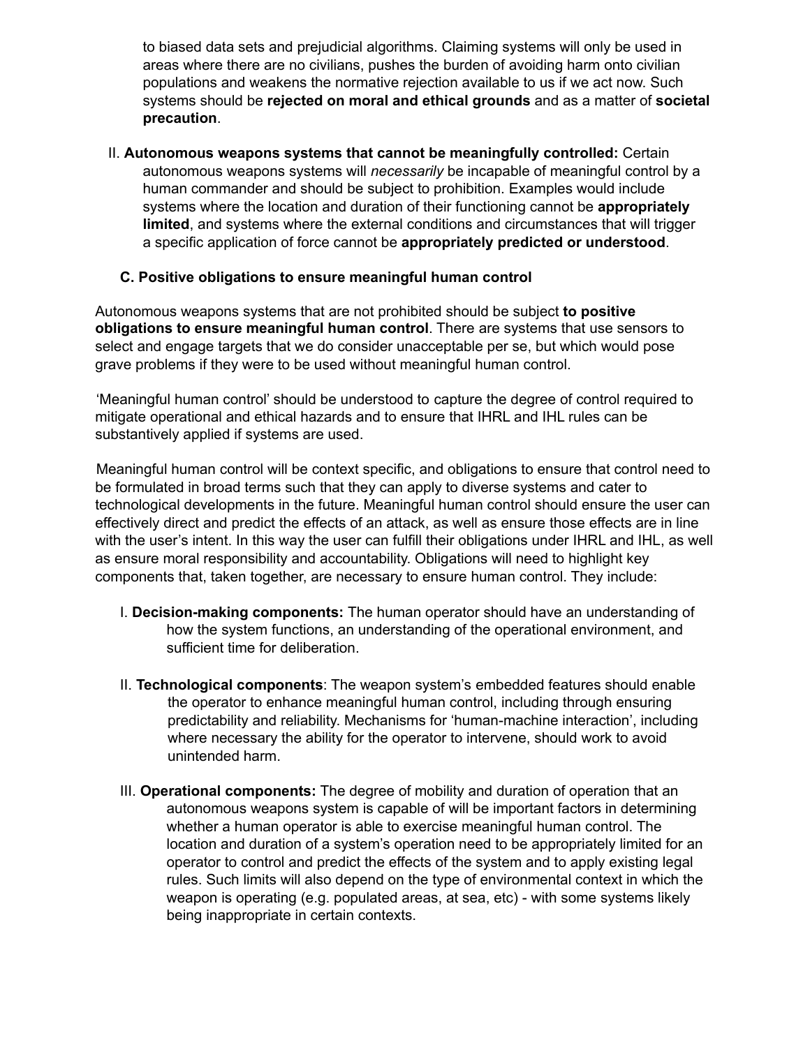to biased data sets and prejudicial algorithms. Claiming systems will only be used in areas where there are no civilians, pushes the burden of avoiding harm onto civilian populations and weakens the normative rejection available to us if we act now. Such systems should be **rejected on moral and ethical grounds** and as a matter of **societal precaution**.

II. **Autonomous weapons systems that cannot be meaningfully controlled:** Certain autonomous weapons systems will *necessarily* be incapable of meaningful control by a human commander and should be subject to prohibition. Examples would include systems where the location and duration of their functioning cannot be **appropriately limited**, and systems where the external conditions and circumstances that will trigger a specific application of force cannot be **appropriately predicted or understood**.

### C. Positive obligations to ensure meaningful human control

Autonomous weapons systems that are not prohibited should be subject **to positive obligations to ensure meaningful human control**. There are systems that use sensors to select and engage targets that we do consider unacceptable per se, but which would pose grave problems if they were to be used without meaningful human control.

'Meaningful human control' should be understood to capture the degree of control required to mitigate operational and ethical hazards and to ensure that IHRL and IHL rules can be substantively applied if systems are used.

Meaningful human control will be context specific, and obligations to ensure that control need to be formulated in broad terms such that they can apply to diverse systems and cater to technological developments in the future. Meaningful human control should ensure the user can effectively direct and predict the effects of an attack, as well as ensure those effects are in line with the user's intent. In this way the user can fulfill their obligations under IHRL and IHL, as well as ensure moral responsibility and accountability. Obligations will need to highlight key components that, taken together, are necessary to ensure human control. They include:

I. **Decision-making components:** The human operator should have an understanding of how the system functions, an understanding of the operational environment, and sufficient time for deliberation.

II. **Technological components**: The weapon system's embedded features should enable the operator to enhance meaningful human control, including through ensuring predictability and reliability. Mechanisms for 'human-machine interaction', including where necessary the ability for the operator to intervene, should work to avoid unintended harm.

III. **Operational components:** The degree of mobility and duration of operation that an autonomous weapons system is capable of will be important factors in determining whether a human operator is able to exercise meaningful human control. The location and duration of a system's operation need to be appropriately limited for an operator to control and predict the effects of the system and to apply existing legal rules. Such limits will also depend on the type of environmental context in which the weapon is operating (e.g. populated areas, at sea, etc) - with some systems likely being inappropriate in certain contexts.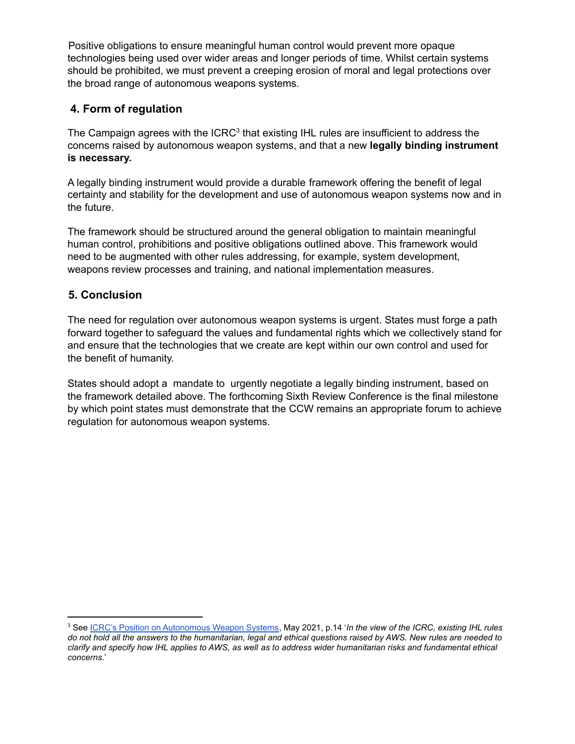Positive obligations to ensure meaningful human control would prevent more opaque technologies being used over wider areas and longer periods of time. Whilst certain systems should be prohibited, we must prevent a creeping erosion of moral and legal protections over the broad range of autonomous weapons systems.

## 4. Form of regulation

The Campaign agrees with the ICRC[3] that existing IHL rules are insufficient to address the concerns raised by autonomous weapon systems, and that a new **legally binding instrument is necessary.**

A legally binding instrument would provide a durable framework offering the benefit of legal certainty and stability for the development and use of autonomous weapon systems now and in the future.

The framework should be structured around the general obligation to maintain meaningful human control, prohibitions and positive obligations outlined above. This framework would need to be augmented with other rules addressing, for example, system development, weapons review processes and training, and national implementation measures.

## 5. Conclusion

The need for regulation over autonomous weapon systems is urgent. States must forge a path forward together to safeguard the values and fundamental rights which we collectively stand for and ensure that the technologies that we create are kept within our own control and used for the benefit of humanity.

States should adopt a mandate to urgently negotiate a legally binding instrument, based on the framework detailed above. The forthcoming Sixth Review Conference is the final milestone by which point states must demonstrate that the CCW remains an appropriate forum to achieve regulation for autonomous weapon systems.

---

[3] See ICRC's Position on Autonomous Weapon Systems, May 2021, p.14 '*In the view of the ICRC, existing IHL rules do not hold all the answers to the humanitarian, legal and ethical questions raised by AWS. New rules are needed to clarify and specify how IHL applies to AWS, as well as to address wider humanitarian risks and fundamental ethical concerns*.'